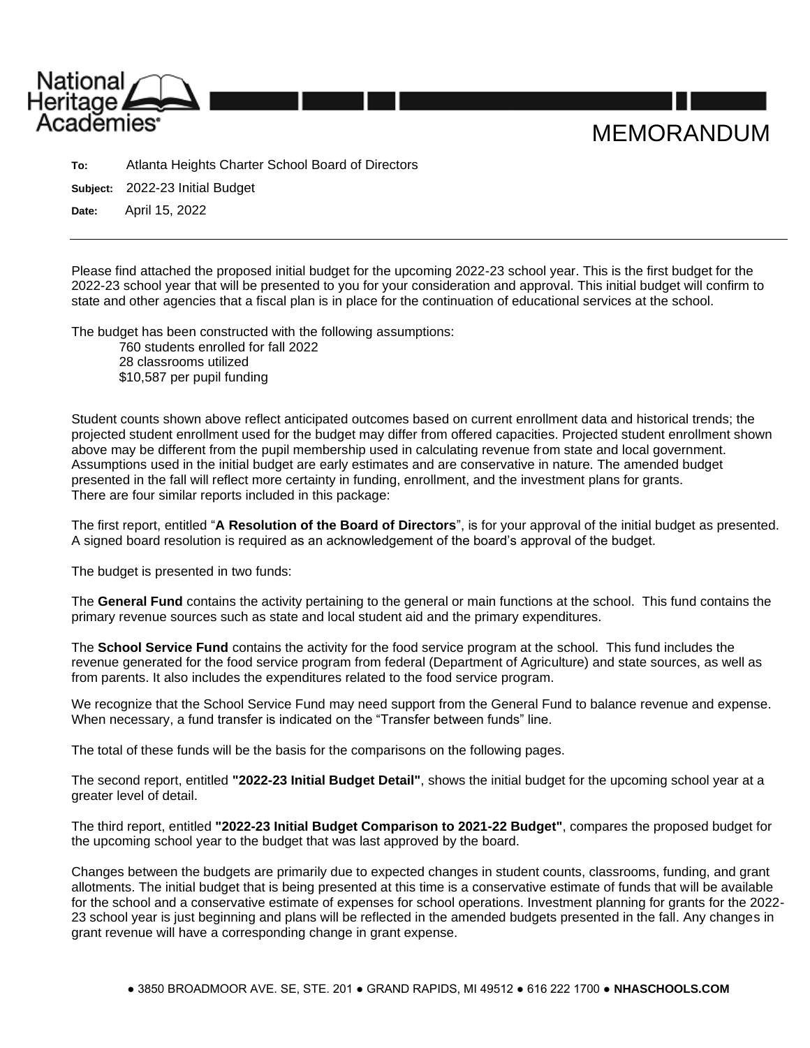National Heritage Academies

# MEMORANDUM

**To:** Atlanta Heights Charter School Board of Directors

**Subject:** 2022-23 Initial Budget

**Date:** April 15, 2022

---

Please find attached the proposed initial budget for the upcoming 2022-23 school year. This is the first budget for the 2022-23 school year that will be presented to you for your consideration and approval. This initial budget will confirm to state and other agencies that a fiscal plan is in place for the continuation of educational services at the school.

The budget has been constructed with the following assumptions:

- 760 students enrolled for fall 2022
- 28 classrooms utilized
- $10,587 per pupil funding

Student counts shown above reflect anticipated outcomes based on current enrollment data and historical trends; the projected student enrollment used for the budget may differ from offered capacities. Projected student enrollment shown above may be different from the pupil membership used in calculating revenue from state and local government. Assumptions used in the initial budget are early estimates and are conservative in nature. The amended budget presented in the fall will reflect more certainty in funding, enrollment, and the investment plans for grants.
There are four similar reports included in this package:

The first report, entitled "**A Resolution of the Board of Directors**", is for your approval of the initial budget as presented. A signed board resolution is required as an acknowledgement of the board's approval of the budget.

The budget is presented in two funds:

The **General Fund** contains the activity pertaining to the general or main functions at the school. This fund contains the primary revenue sources such as state and local student aid and the primary expenditures.

The **School Service Fund** contains the activity for the food service program at the school. This fund includes the revenue generated for the food service program from federal (Department of Agriculture) and state sources, as well as from parents. It also includes the expenditures related to the food service program.

We recognize that the School Service Fund may need support from the General Fund to balance revenue and expense. When necessary, a fund transfer is indicated on the "Transfer between funds" line.

The total of these funds will be the basis for the comparisons on the following pages.

The second report, entitled **"2022-23 Initial Budget Detail"**, shows the initial budget for the upcoming school year at a greater level of detail.

The third report, entitled **"2022-23 Initial Budget Comparison to 2021-22 Budget"**, compares the proposed budget for the upcoming school year to the budget that was last approved by the board.

Changes between the budgets are primarily due to expected changes in student counts, classrooms, funding, and grant allotments. The initial budget that is being presented at this time is a conservative estimate of funds that will be available for the school and a conservative estimate of expenses for school operations. Investment planning for grants for the 2022-23 school year is just beginning and plans will be reflected in the amended budgets presented in the fall. Any changes in grant revenue will have a corresponding change in grant expense.

● 3850 BROADMOOR AVE. SE, STE. 201 ● GRAND RAPIDS, MI 49512 ● 616 222 1700 ● **NHASCHOOLS.COM**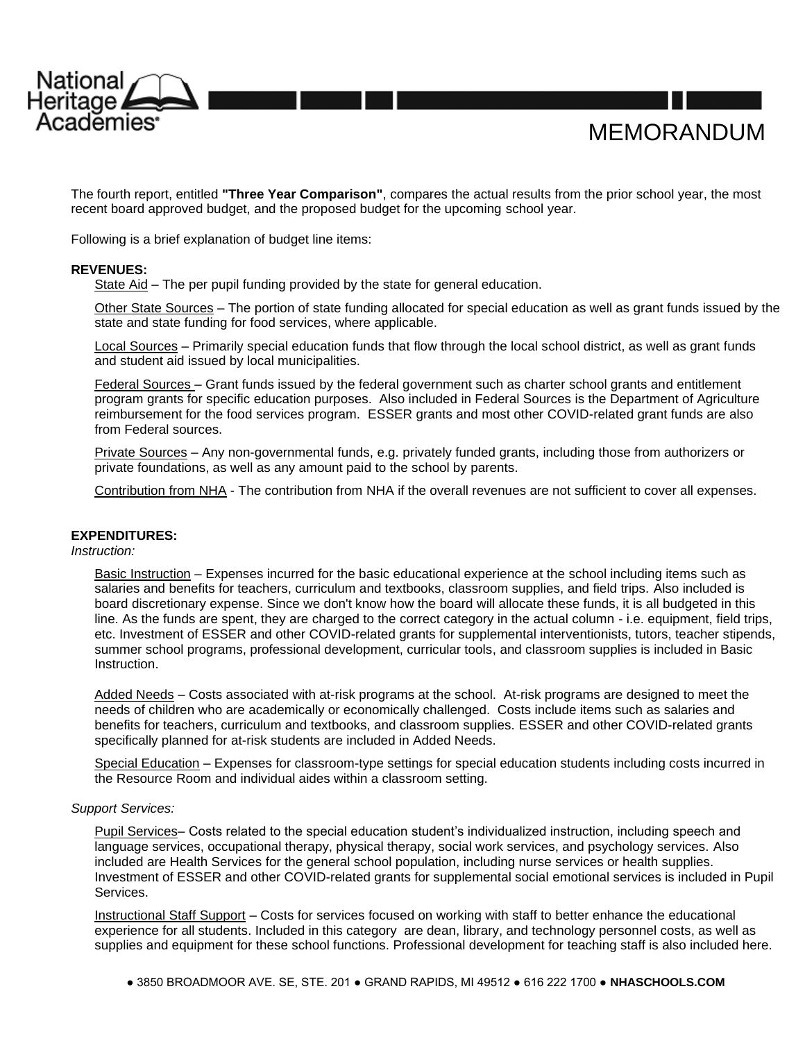# MEMORANDUM

The fourth report, entitled **"Three Year Comparison"**, compares the actual results from the prior school year, the most recent board approved budget, and the proposed budget for the upcoming school year.

Following is a brief explanation of budget line items:

**REVENUES:**

State Aid – The per pupil funding provided by the state for general education.

Other State Sources – The portion of state funding allocated for special education as well as grant funds issued by the state and state funding for food services, where applicable.

Local Sources – Primarily special education funds that flow through the local school district, as well as grant funds and student aid issued by local municipalities.

Federal Sources – Grant funds issued by the federal government such as charter school grants and entitlement program grants for specific education purposes. Also included in Federal Sources is the Department of Agriculture reimbursement for the food services program. ESSER grants and most other COVID-related grant funds are also from Federal sources.

Private Sources – Any non-governmental funds, e.g. privately funded grants, including those from authorizers or private foundations, as well as any amount paid to the school by parents.

Contribution from NHA - The contribution from NHA if the overall revenues are not sufficient to cover all expenses.

**EXPENDITURES:**

*Instruction:*

Basic Instruction – Expenses incurred for the basic educational experience at the school including items such as salaries and benefits for teachers, curriculum and textbooks, classroom supplies, and field trips. Also included is board discretionary expense. Since we don't know how the board will allocate these funds, it is all budgeted in this line. As the funds are spent, they are charged to the correct category in the actual column - i.e. equipment, field trips, etc. Investment of ESSER and other COVID-related grants for supplemental interventionists, tutors, teacher stipends, summer school programs, professional development, curricular tools, and classroom supplies is included in Basic Instruction.

Added Needs – Costs associated with at-risk programs at the school. At-risk programs are designed to meet the needs of children who are academically or economically challenged. Costs include items such as salaries and benefits for teachers, curriculum and textbooks, and classroom supplies. ESSER and other COVID-related grants specifically planned for at-risk students are included in Added Needs.

Special Education – Expenses for classroom-type settings for special education students including costs incurred in the Resource Room and individual aides within a classroom setting.

*Support Services:*

Pupil Services– Costs related to the special education student's individualized instruction, including speech and language services, occupational therapy, physical therapy, social work services, and psychology services. Also included are Health Services for the general school population, including nurse services or health supplies. Investment of ESSER and other COVID-related grants for supplemental social emotional services is included in Pupil Services.

Instructional Staff Support – Costs for services focused on working with staff to better enhance the educational experience for all students. Included in this category are dean, library, and technology personnel costs, as well as supplies and equipment for these school functions. Professional development for teaching staff is also included here.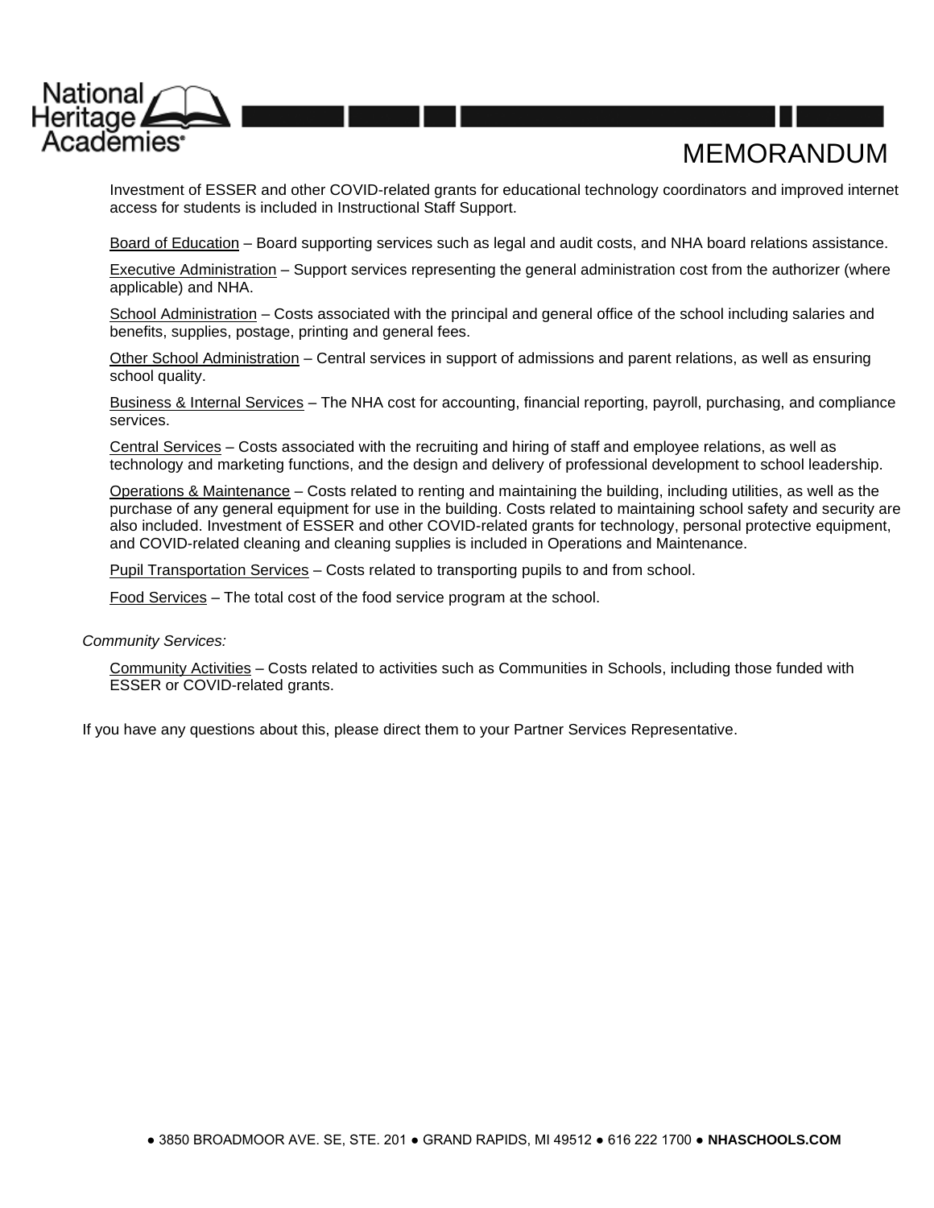# MEMORANDUM

Investment of ESSER and other COVID-related grants for educational technology coordinators and improved internet access for students is included in Instructional Staff Support.

Board of Education – Board supporting services such as legal and audit costs, and NHA board relations assistance.

Executive Administration – Support services representing the general administration cost from the authorizer (where applicable) and NHA.

School Administration – Costs associated with the principal and general office of the school including salaries and benefits, supplies, postage, printing and general fees.

Other School Administration – Central services in support of admissions and parent relations, as well as ensuring school quality.

Business & Internal Services – The NHA cost for accounting, financial reporting, payroll, purchasing, and compliance services.

Central Services – Costs associated with the recruiting and hiring of staff and employee relations, as well as technology and marketing functions, and the design and delivery of professional development to school leadership.

Operations & Maintenance – Costs related to renting and maintaining the building, including utilities, as well as the purchase of any general equipment for use in the building. Costs related to maintaining school safety and security are also included. Investment of ESSER and other COVID-related grants for technology, personal protective equipment, and COVID-related cleaning and cleaning supplies is included in Operations and Maintenance.

Pupil Transportation Services – Costs related to transporting pupils to and from school.

Food Services – The total cost of the food service program at the school.

*Community Services:*

Community Activities – Costs related to activities such as Communities in Schools, including those funded with ESSER or COVID-related grants.

If you have any questions about this, please direct them to your Partner Services Representative.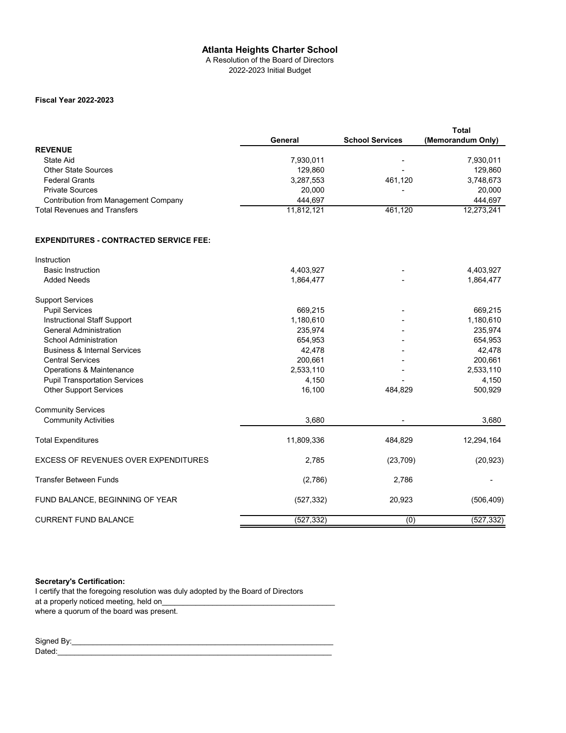# Atlanta Heights Charter School

A Resolution of the Board of Directors

2022-2023 Initial Budget

**Fiscal Year 2022-2023**

| | General | School Services | Total (Memorandum Only) |
|---|---|---|---|
| **REVENUE** | | | |
| State Aid | 7,930,011 | - | 7,930,011 |
| Other State Sources | 129,860 | - | 129,860 |
| Federal Grants | 3,287,553 | 461,120 | 3,748,673 |
| Private Sources | 20,000 | - | 20,000 |
| Contribution from Management Company | 444,697 | | 444,697 |
| Total Revenues and Transfers | 11,812,121 | 461,120 | 12,273,241 |
| | | | |
| **EXPENDITURES - CONTRACTED SERVICE FEE:** | | | |
| Instruction | | | |
| Basic Instruction | 4,403,927 | - | 4,403,927 |
| Added Needs | 1,864,477 | - | 1,864,477 |
| Support Services | | | |
| Pupil Services | 669,215 | - | 669,215 |
| Instructional Staff Support | 1,180,610 | - | 1,180,610 |
| General Administration | 235,974 | - | 235,974 |
| School Administration | 654,953 | - | 654,953 |
| Business & Internal Services | 42,478 | - | 42,478 |
| Central Services | 200,661 | - | 200,661 |
| Operations & Maintenance | 2,533,110 | - | 2,533,110 |
| Pupil Transportation Services | 4,150 | - | 4,150 |
| Other Support Services | 16,100 | 484,829 | 500,929 |
| Community Services | | | |
| Community Activities | 3,680 | - | 3,680 |
| Total Expenditures | 11,809,336 | 484,829 | 12,294,164 |
| EXCESS OF REVENUES OVER EXPENDITURES | 2,785 | (23,709) | (20,923) |
| Transfer Between Funds | (2,786) | 2,786 | - |
| FUND BALANCE, BEGINNING OF YEAR | (527,332) | 20,923 | (506,409) |
| CURRENT FUND BALANCE | (527,332) | (0) | (527,332) |

**Secretary's Certification:**

I certify that the foregoing resolution was duly adopted by the Board of Directors at a properly noticed meeting, held on_________________________________________ where a quorum of the board was present.

Signed By:_________________________________________________________________

Dated:____________________________________________________________________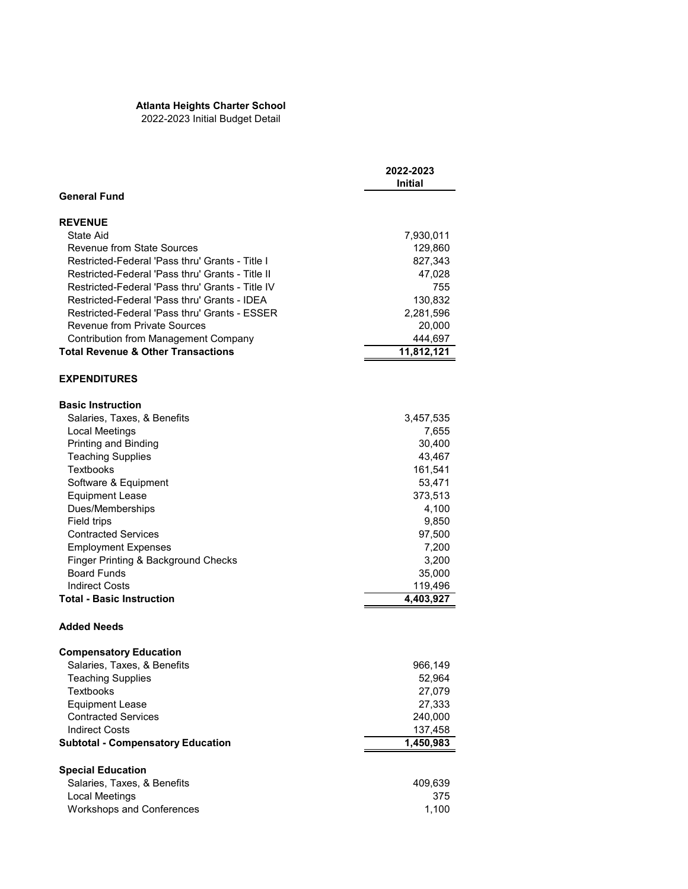**Atlanta Heights Charter School**
2022-2023 Initial Budget Detail

| | 2022-2023 Initial |
|---|---|
| **General Fund** | |
| | |
| **REVENUE** | |
| State Aid | 7,930,011 |
| Revenue from State Sources | 129,860 |
| Restricted-Federal 'Pass thru' Grants - Title I | 827,343 |
| Restricted-Federal 'Pass thru' Grants - Title II | 47,028 |
| Restricted-Federal 'Pass thru' Grants - Title IV | 755 |
| Restricted-Federal 'Pass thru' Grants - IDEA | 130,832 |
| Restricted-Federal 'Pass thru' Grants - ESSER | 2,281,596 |
| Revenue from Private Sources | 20,000 |
| Contribution from Management Company | 444,697 |
| **Total Revenue & Other Transactions** | **11,812,121** |
| | |
| **EXPENDITURES** | |
| | |
| **Basic Instruction** | |
| Salaries, Taxes, & Benefits | 3,457,535 |
| Local Meetings | 7,655 |
| Printing and Binding | 30,400 |
| Teaching Supplies | 43,467 |
| Textbooks | 161,541 |
| Software & Equipment | 53,471 |
| Equipment Lease | 373,513 |
| Dues/Memberships | 4,100 |
| Field trips | 9,850 |
| Contracted Services | 97,500 |
| Employment Expenses | 7,200 |
| Finger Printing & Background Checks | 3,200 |
| Board Funds | 35,000 |
| Indirect Costs | 119,496 |
| **Total - Basic Instruction** | **4,403,927** |
| | |
| **Added Needs** | |
| | |
| **Compensatory Education** | |
| Salaries, Taxes, & Benefits | 966,149 |
| Teaching Supplies | 52,964 |
| Textbooks | 27,079 |
| Equipment Lease | 27,333 |
| Contracted Services | 240,000 |
| Indirect Costs | 137,458 |
| **Subtotal - Compensatory Education** | **1,450,983** |
| | |
| **Special Education** | |
| Salaries, Taxes, & Benefits | 409,639 |
| Local Meetings | 375 |
| Workshops and Conferences | 1,100 |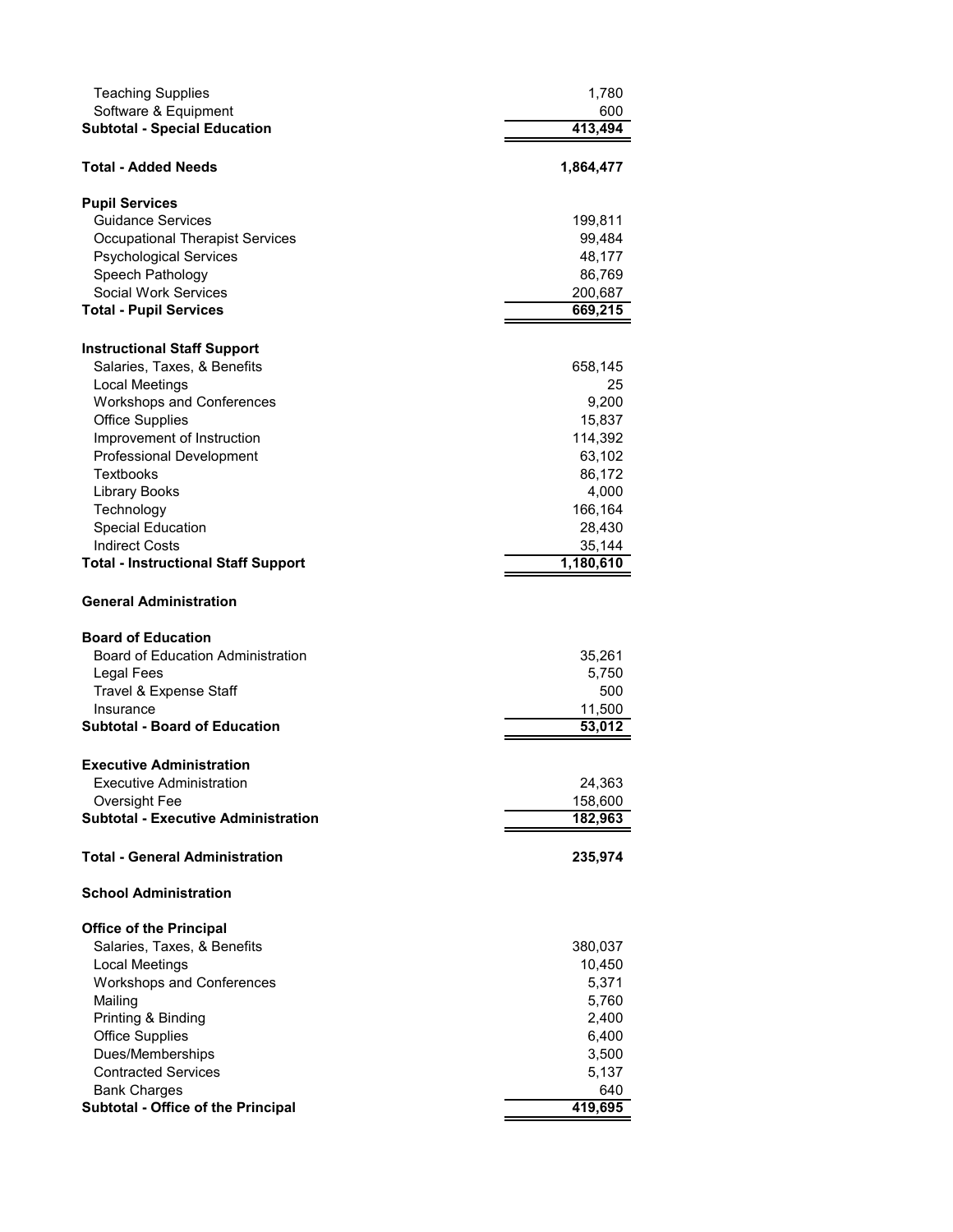| | |
|---|---|
| Teaching Supplies | 1,780 |
| Software & Equipment | 600 |
| **Subtotal - Special Education** | **413,494** |
| | |
| **Total - Added Needs** | **1,864,477** |
| | |
| **Pupil Services** | |
| Guidance Services | 199,811 |
| Occupational Therapist Services | 99,484 |
| Psychological Services | 48,177 |
| Speech Pathology | 86,769 |
| Social Work Services | 200,687 |
| **Total - Pupil Services** | **669,215** |
| | |
| **Instructional Staff Support** | |
| Salaries, Taxes, & Benefits | 658,145 |
| Local Meetings | 25 |
| Workshops and Conferences | 9,200 |
| Office Supplies | 15,837 |
| Improvement of Instruction | 114,392 |
| Professional Development | 63,102 |
| Textbooks | 86,172 |
| Library Books | 4,000 |
| Technology | 166,164 |
| Special Education | 28,430 |
| Indirect Costs | 35,144 |
| **Total - Instructional Staff Support** | **1,180,610** |
| | |
| **General Administration** | |
| | |
| **Board of Education** | |
| Board of Education Administration | 35,261 |
| Legal Fees | 5,750 |
| Travel & Expense Staff | 500 |
| Insurance | 11,500 |
| **Subtotal - Board of Education** | **53,012** |
| | |
| **Executive Administration** | |
| Executive Administration | 24,363 |
| Oversight Fee | 158,600 |
| **Subtotal - Executive Administration** | **182,963** |
| | |
| **Total - General Administration** | **235,974** |
| | |
| **School Administration** | |
| | |
| **Office of the Principal** | |
| Salaries, Taxes, & Benefits | 380,037 |
| Local Meetings | 10,450 |
| Workshops and Conferences | 5,371 |
| Mailing | 5,760 |
| Printing & Binding | 2,400 |
| Office Supplies | 6,400 |
| Dues/Memberships | 3,500 |
| Contracted Services | 5,137 |
| Bank Charges | 640 |
| **Subtotal - Office of the Principal** | **419,695** |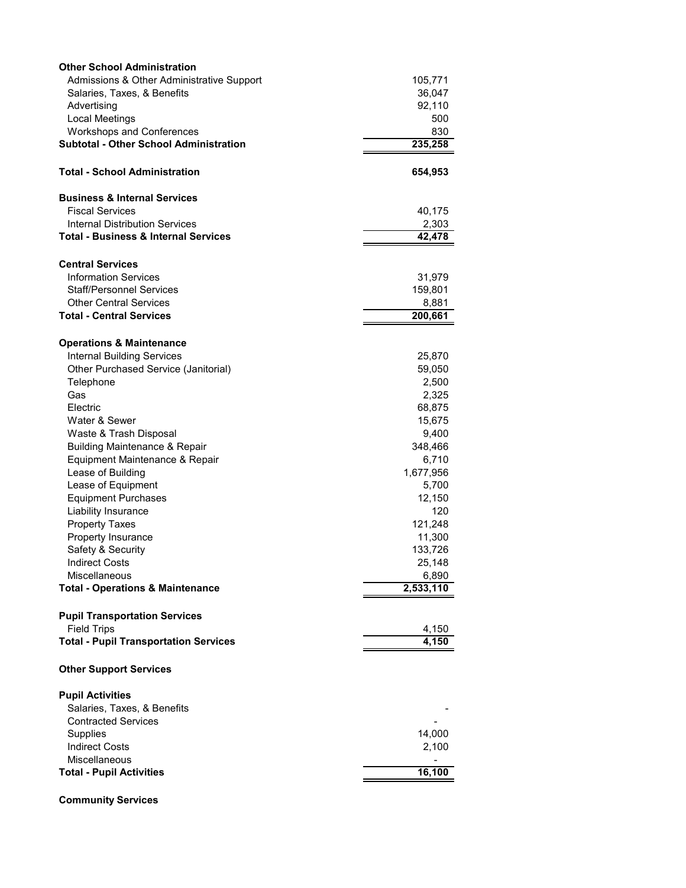| | |
|---|---|
| **Other School Administration** | |
| Admissions & Other Administrative Support | 105,771 |
| Salaries, Taxes, & Benefits | 36,047 |
| Advertising | 92,110 |
| Local Meetings | 500 |
| Workshops and Conferences | 830 |
| **Subtotal - Other School Administration** | **235,258** |
| | |
| **Total - School Administration** | **654,953** |
| | |
| **Business & Internal Services** | |
| Fiscal Services | 40,175 |
| Internal Distribution Services | 2,303 |
| **Total - Business & Internal Services** | **42,478** |
| | |
| **Central Services** | |
| Information Services | 31,979 |
| Staff/Personnel Services | 159,801 |
| Other Central Services | 8,881 |
| **Total - Central Services** | **200,661** |
| | |
| **Operations & Maintenance** | |
| Internal Building Services | 25,870 |
| Other Purchased Service (Janitorial) | 59,050 |
| Telephone | 2,500 |
| Gas | 2,325 |
| Electric | 68,875 |
| Water & Sewer | 15,675 |
| Waste & Trash Disposal | 9,400 |
| Building Maintenance & Repair | 348,466 |
| Equipment Maintenance & Repair | 6,710 |
| Lease of Building | 1,677,956 |
| Lease of Equipment | 5,700 |
| Equipment Purchases | 12,150 |
| Liability Insurance | 120 |
| Property Taxes | 121,248 |
| Property Insurance | 11,300 |
| Safety & Security | 133,726 |
| Indirect Costs | 25,148 |
| Miscellaneous | 6,890 |
| **Total - Operations & Maintenance** | **2,533,110** |
| | |
| **Pupil Transportation Services** | |
| Field Trips | 4,150 |
| **Total - Pupil Transportation Services** | **4,150** |
| | |
| **Other Support Services** | |
| | |
| **Pupil Activities** | |
| Salaries, Taxes, & Benefits | - |
| Contracted Services | - |
| Supplies | 14,000 |
| Indirect Costs | 2,100 |
| Miscellaneous | - |
| **Total - Pupil Activities** | **16,100** |
| | |
| **Community Services** | |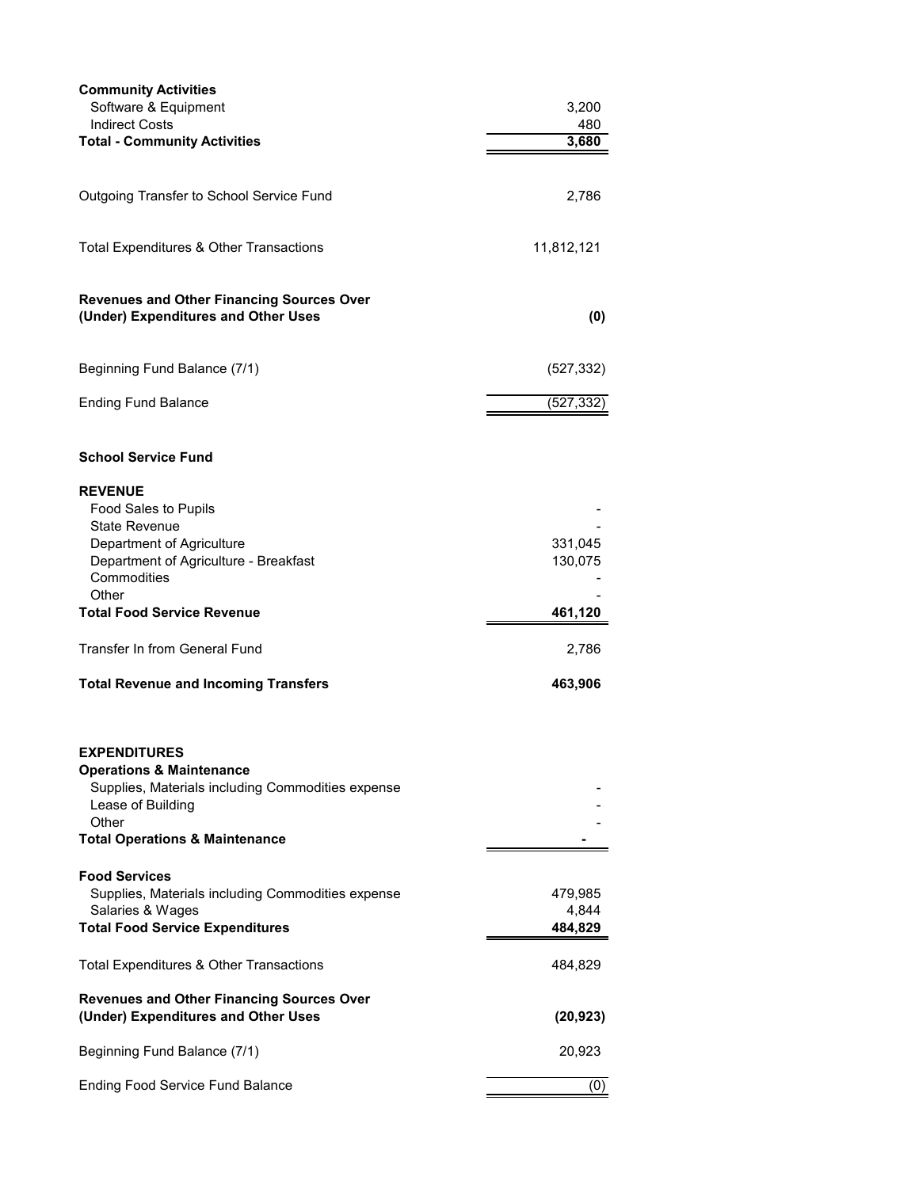| | |
|---|---|
| **Community Activities** | |
| Software & Equipment | 3,200 |
| Indirect Costs | 480 |
| **Total - Community Activities** | **3,680** |
| | |
| Outgoing Transfer to School Service Fund | 2,786 |
| | |
| Total Expenditures & Other Transactions | 11,812,121 |
| | |
| **Revenues and Other Financing Sources Over (Under) Expenditures and Other Uses** | **(0)** |
| | |
| Beginning Fund Balance (7/1) | (527,332) |
| Ending Fund Balance | (527,332) |

**School Service Fund**

| | |
|---|---|
| **REVENUE** | |
| Food Sales to Pupils | - |
| State Revenue | - |
| Department of Agriculture | 331,045 |
| Department of Agriculture - Breakfast | 130,075 |
| Commodities | - |
| Other | - |
| **Total Food Service Revenue** | **461,120** |
| | |
| Transfer In from General Fund | 2,786 |
| | |
| **Total Revenue and Incoming Transfers** | **463,906** |
| | |
| **EXPENDITURES** | |
| **Operations & Maintenance** | |
| Supplies, Materials including Commodities expense | - |
| Lease of Building | - |
| Other | - |
| **Total Operations & Maintenance** | **-** |
| | |
| **Food Services** | |
| Supplies, Materials including Commodities expense | 479,985 |
| Salaries & Wages | 4,844 |
| **Total Food Service Expenditures** | **484,829** |
| | |
| Total Expenditures & Other Transactions | 484,829 |
| | |
| **Revenues and Other Financing Sources Over (Under) Expenditures and Other Uses** | **(20,923)** |
| | |
| Beginning Fund Balance (7/1) | 20,923 |
| | |
| Ending Food Service Fund Balance | (0) |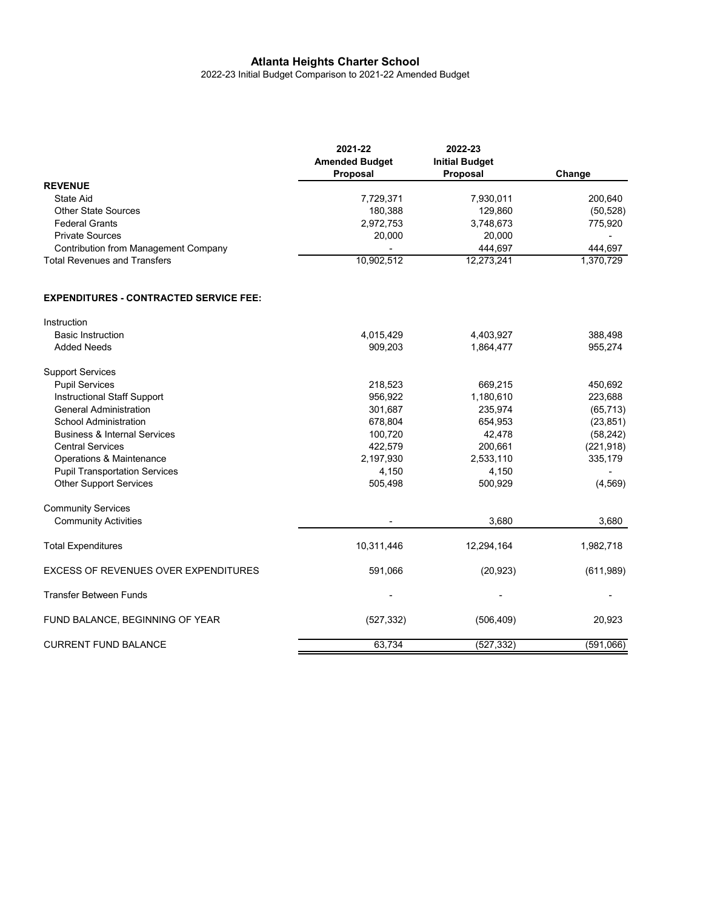# Atlanta Heights Charter School

2022-23 Initial Budget Comparison to 2021-22 Amended Budget

| | 2021-22 Amended Budget Proposal | 2022-23 Initial Budget Proposal | Change |
|---|---|---|---|
| **REVENUE** | | | |
| State Aid | 7,729,371 | 7,930,011 | 200,640 |
| Other State Sources | 180,388 | 129,860 | (50,528) |
| Federal Grants | 2,972,753 | 3,748,673 | 775,920 |
| Private Sources | 20,000 | 20,000 | - |
| Contribution from Management Company | - | 444,697 | 444,697 |
| Total Revenues and Transfers | 10,902,512 | 12,273,241 | 1,370,729 |
| | | | |
| **EXPENDITURES - CONTRACTED SERVICE FEE:** | | | |
| Instruction | | | |
| Basic Instruction | 4,015,429 | 4,403,927 | 388,498 |
| Added Needs | 909,203 | 1,864,477 | 955,274 |
| Support Services | | | |
| Pupil Services | 218,523 | 669,215 | 450,692 |
| Instructional Staff Support | 956,922 | 1,180,610 | 223,688 |
| General Administration | 301,687 | 235,974 | (65,713) |
| School Administration | 678,804 | 654,953 | (23,851) |
| Business & Internal Services | 100,720 | 42,478 | (58,242) |
| Central Services | 422,579 | 200,661 | (221,918) |
| Operations & Maintenance | 2,197,930 | 2,533,110 | 335,179 |
| Pupil Transportation Services | 4,150 | 4,150 | - |
| Other Support Services | 505,498 | 500,929 | (4,569) |
| Community Services | | | |
| Community Activities | - | 3,680 | 3,680 |
| Total Expenditures | 10,311,446 | 12,294,164 | 1,982,718 |
| EXCESS OF REVENUES OVER EXPENDITURES | 591,066 | (20,923) | (611,989) |
| Transfer Between Funds | - | - | - |
| FUND BALANCE, BEGINNING OF YEAR | (527,332) | (506,409) | 20,923 |
| CURRENT FUND BALANCE | 63,734 | (527,332) | (591,066) |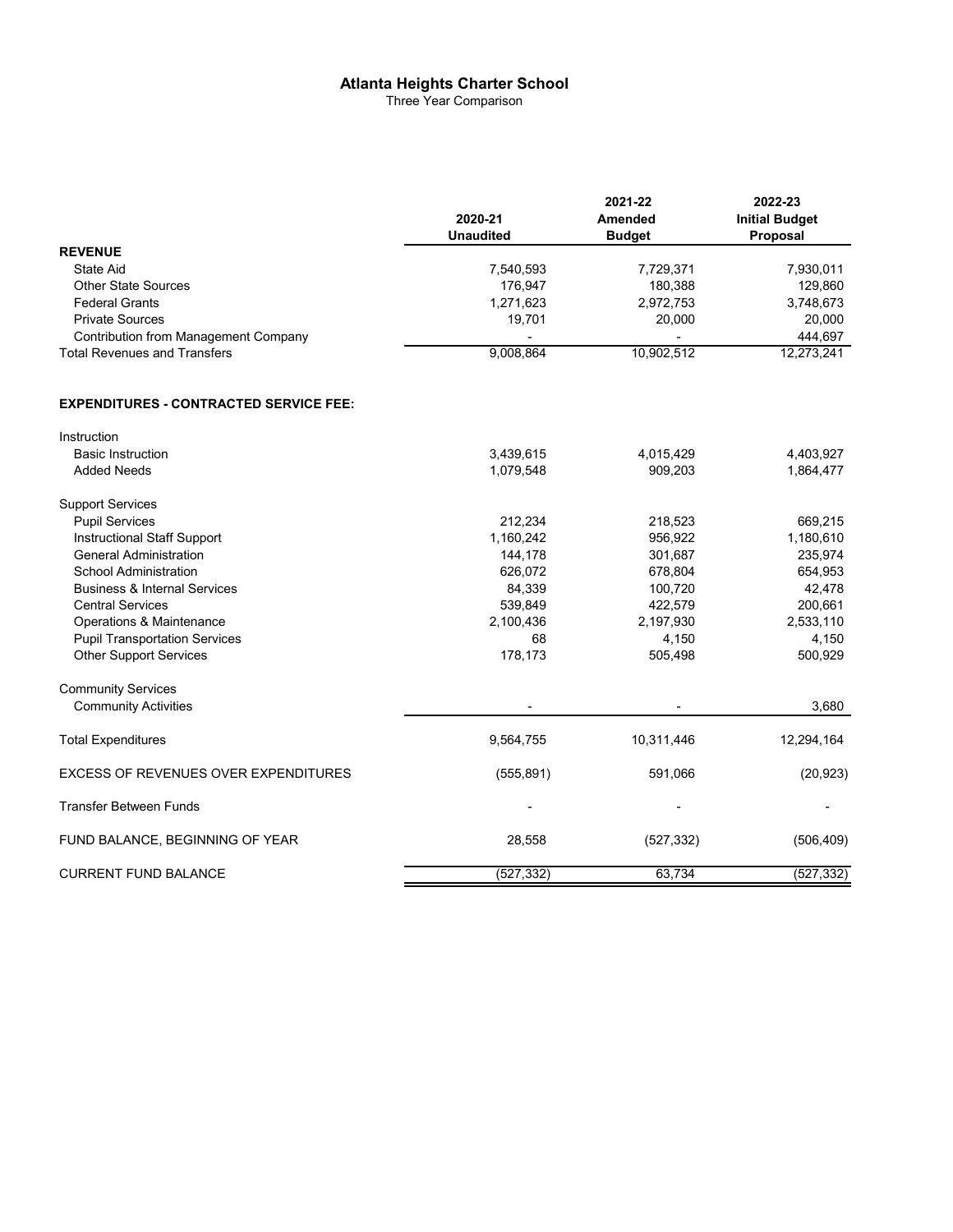# Atlanta Heights Charter School

Three Year Comparison

| | 2020-21 Unaudited | 2021-22 Amended Budget | 2022-23 Initial Budget Proposal |
|---|---|---|---|
| **REVENUE** | | | |
| State Aid | 7,540,593 | 7,729,371 | 7,930,011 |
| Other State Sources | 176,947 | 180,388 | 129,860 |
| Federal Grants | 1,271,623 | 2,972,753 | 3,748,673 |
| Private Sources | 19,701 | 20,000 | 20,000 |
| Contribution from Management Company | - | - | 444,697 |
| Total Revenues and Transfers | 9,008,864 | 10,902,512 | 12,273,241 |
| **EXPENDITURES - CONTRACTED SERVICE FEE:** | | | |
| Instruction | | | |
| Basic Instruction | 3,439,615 | 4,015,429 | 4,403,927 |
| Added Needs | 1,079,548 | 909,203 | 1,864,477 |
| Support Services | | | |
| Pupil Services | 212,234 | 218,523 | 669,215 |
| Instructional Staff Support | 1,160,242 | 956,922 | 1,180,610 |
| General Administration | 144,178 | 301,687 | 235,974 |
| School Administration | 626,072 | 678,804 | 654,953 |
| Business & Internal Services | 84,339 | 100,720 | 42,478 |
| Central Services | 539,849 | 422,579 | 200,661 |
| Operations & Maintenance | 2,100,436 | 2,197,930 | 2,533,110 |
| Pupil Transportation Services | 68 | 4,150 | 4,150 |
| Other Support Services | 178,173 | 505,498 | 500,929 |
| Community Services | | | |
| Community Activities | - | - | 3,680 |
| Total Expenditures | 9,564,755 | 10,311,446 | 12,294,164 |
| EXCESS OF REVENUES OVER EXPENDITURES | (555,891) | 591,066 | (20,923) |
| Transfer Between Funds | - | - | - |
| FUND BALANCE, BEGINNING OF YEAR | 28,558 | (527,332) | (506,409) |
| CURRENT FUND BALANCE | (527,332) | 63,734 | (527,332) |